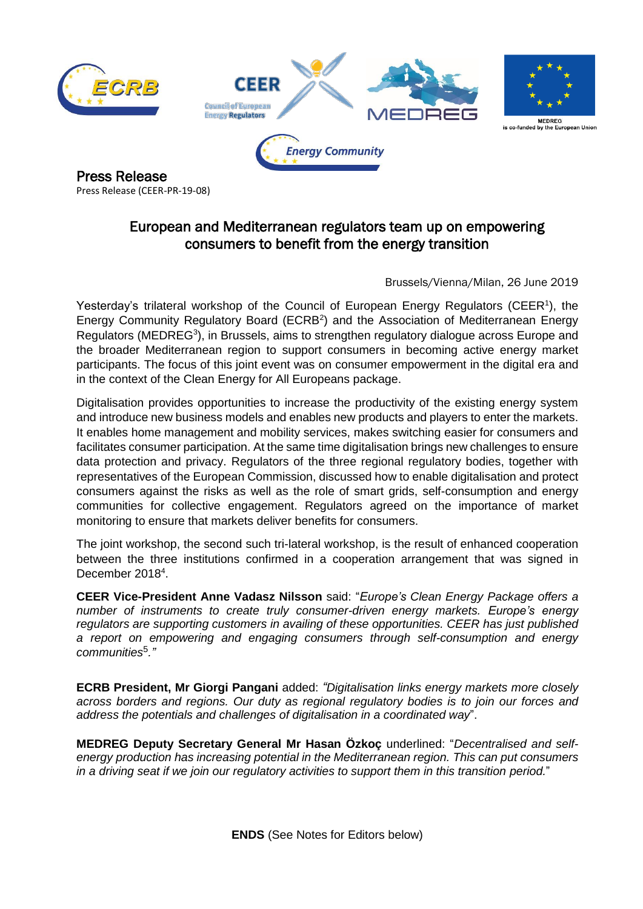MEDREG is co-funded by the European Union

# Press Release

Press Release (CEER-PR-19-08)

## European and Mediterranean regulators team up on empowering consumers to benefit from the energy transition

Brussels/Vienna/Milan, 26 June 2019

Yesterday's trilateral workshop of the Council of European Energy Regulators (CEER[1]), the Energy Community Regulatory Board (ECRB[2]) and the Association of Mediterranean Energy Regulators (MEDREG[3]), in Brussels, aims to strengthen regulatory dialogue across Europe and the broader Mediterranean region to support consumers in becoming active energy market participants. The focus of this joint event was on consumer empowerment in the digital era and in the context of the Clean Energy for All Europeans package.

Digitalisation provides opportunities to increase the productivity of the existing energy system and introduce new business models and enables new products and players to enter the markets. It enables home management and mobility services, makes switching easier for consumers and facilitates consumer participation. At the same time digitalisation brings new challenges to ensure data protection and privacy. Regulators of the three regional regulatory bodies, together with representatives of the European Commission, discussed how to enable digitalisation and protect consumers against the risks as well as the role of smart grids, self-consumption and energy communities for collective engagement. Regulators agreed on the importance of market monitoring to ensure that markets deliver benefits for consumers.

The joint workshop, the second such tri-lateral workshop, is the result of enhanced cooperation between the three institutions confirmed in a cooperation arrangement that was signed in December 2018[4].

**CEER Vice-President Anne Vadasz Nilsson** said: "*Europe's Clean Energy Package offers a number of instruments to create truly consumer-driven energy markets. Europe's energy regulators are supporting customers in availing of these opportunities. CEER has just published a report on empowering and engaging consumers through self-consumption and energy communities*[5]*."*

**ECRB President, Mr Giorgi Pangani** added: *"Digitalisation links energy markets more closely across borders and regions. Our duty as regional regulatory bodies is to join our forces and address the potentials and challenges of digitalisation in a coordinated way*".

**MEDREG Deputy Secretary General Mr Hasan Özkoç** underlined: "*Decentralised and self-energy production has increasing potential in the Mediterranean region. This can put consumers in a driving seat if we join our regulatory activities to support them in this transition period.*"

**ENDS** (See Notes for Editors below)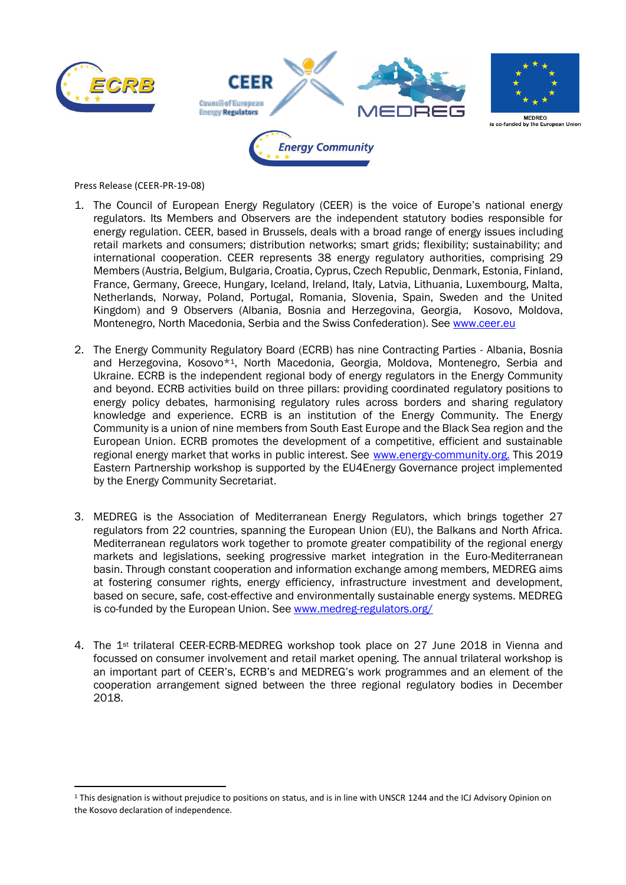Press Release (CEER-PR-19-08)

1. The Council of European Energy Regulatory (CEER) is the voice of Europe's national energy regulators. Its Members and Observers are the independent statutory bodies responsible for energy regulation. CEER, based in Brussels, deals with a broad range of energy issues including retail markets and consumers; distribution networks; smart grids; flexibility; sustainability; and international cooperation. CEER represents 38 energy regulatory authorities, comprising 29 Members (Austria, Belgium, Bulgaria, Croatia, Cyprus, Czech Republic, Denmark, Estonia, Finland, France, Germany, Greece, Hungary, Iceland, Ireland, Italy, Latvia, Lithuania, Luxembourg, Malta, Netherlands, Norway, Poland, Portugal, Romania, Slovenia, Spain, Sweden and the United Kingdom) and 9 Observers (Albania, Bosnia and Herzegovina, Georgia, Kosovo, Moldova, Montenegro, North Macedonia, Serbia and the Swiss Confederation). See [www.ceer.eu](http://www.ceer.eu)

2. The Energy Community Regulatory Board (ECRB) has nine Contracting Parties - Albania, Bosnia and Herzegovina, Kosovo*[1], North Macedonia, Georgia, Moldova, Montenegro, Serbia and Ukraine. ECRB is the independent regional body of energy regulators in the Energy Community and beyond. ECRB activities build on three pillars: providing coordinated regulatory positions to energy policy debates, harmonising regulatory rules across borders and sharing regulatory knowledge and experience. ECRB is an institution of the Energy Community. The Energy Community is a union of nine members from South East Europe and the Black Sea region and the European Union. ECRB promotes the development of a competitive, efficient and sustainable regional energy market that works in public interest. See [www.energy-community.org.](http://www.energy-community.org) This 2019 Eastern Partnership workshop is supported by the EU4Energy Governance project implemented by the Energy Community Secretariat.

3. MEDREG is the Association of Mediterranean Energy Regulators, which brings together 27 regulators from 22 countries, spanning the European Union (EU), the Balkans and North Africa. Mediterranean regulators work together to promote greater compatibility of the regional energy markets and legislations, seeking progressive market integration in the Euro-Mediterranean basin. Through constant cooperation and information exchange among members, MEDREG aims at fostering consumer rights, energy efficiency, infrastructure investment and development, based on secure, safe, cost-effective and environmentally sustainable energy systems. MEDREG is co-funded by the European Union. See [www.medreg-regulators.org/](http://www.medreg-regulators.org/)

4. The 1st trilateral CEER-ECRB-MEDREG workshop took place on 27 June 2018 in Vienna and focussed on consumer involvement and retail market opening. The annual trilateral workshop is an important part of CEER's, ECRB's and MEDREG's work programmes and an element of the cooperation arrangement signed between the three regional regulatory bodies in December 2018.

---

[1] This designation is without prejudice to positions on status, and is in line with UNSCR 1244 and the ICJ Advisory Opinion on the Kosovo declaration of independence.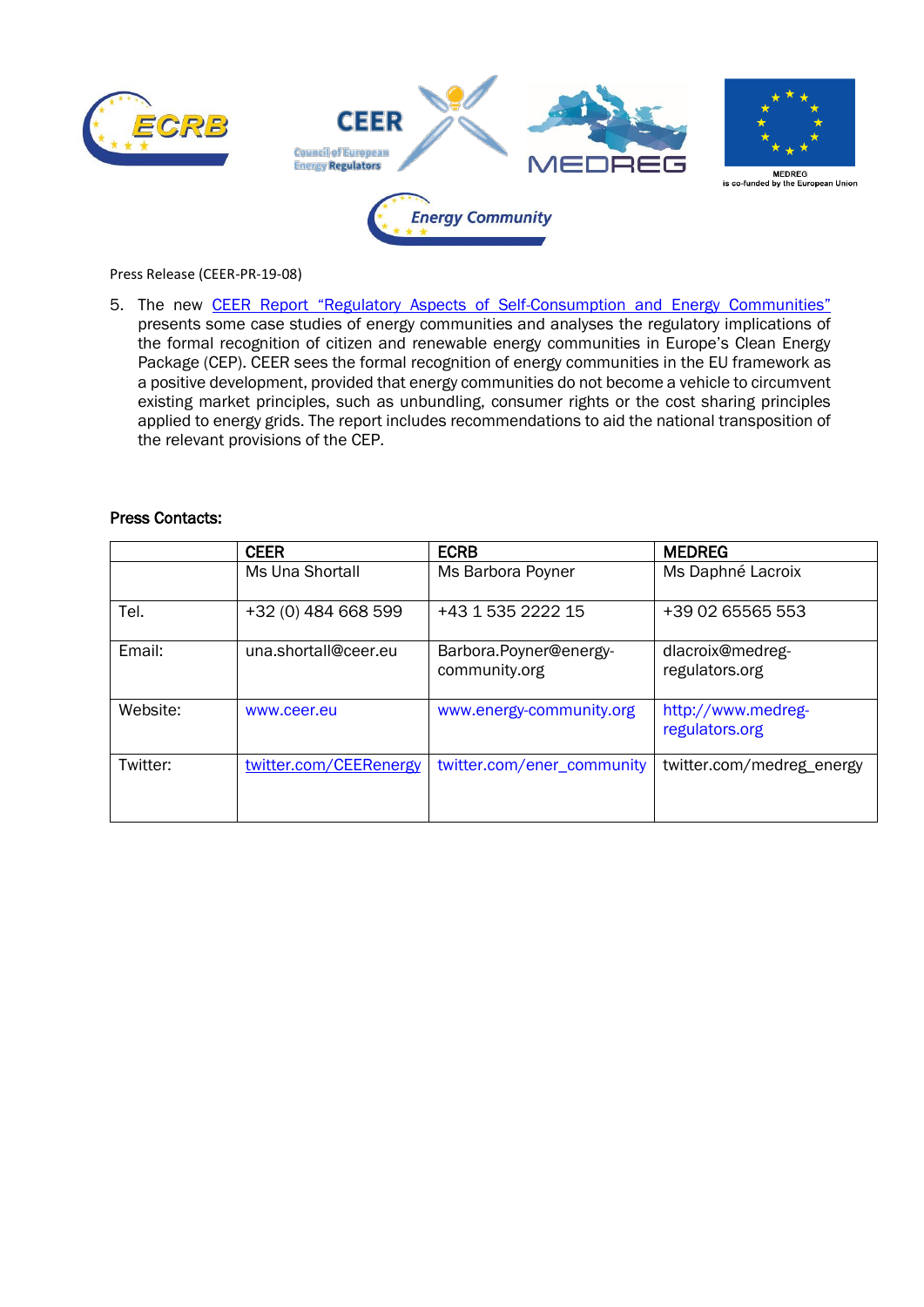Press Release (CEER-PR-19-08)

5. The new CEER Report "Regulatory Aspects of Self-Consumption and Energy Communities" presents some case studies of energy communities and analyses the regulatory implications of the formal recognition of citizen and renewable energy communities in Europe's Clean Energy Package (CEP). CEER sees the formal recognition of energy communities in the EU framework as a positive development, provided that energy communities do not become a vehicle to circumvent existing market principles, such as unbundling, consumer rights or the cost sharing principles applied to energy grids. The report includes recommendations to aid the national transposition of the relevant provisions of the CEP.

**Press Contacts:**

| | CEER | ECRB | MEDREG |
|---|---|---|---|
| | Ms Una Shortall | Ms Barbora Poyner | Ms Daphné Lacroix |
| Tel. | +32 (0) 484 668 599 | +43 1 535 2222 15 | +39 02 65565 553 |
| Email: | una.shortall@ceer.eu | Barbora.Poyner@energy-community.org | dlacroix@medreg-regulators.org |
| Website: | www.ceer.eu | www.energy-community.org | http://www.medreg-regulators.org |
| Twitter: | twitter.com/CEERenergy | twitter.com/ener_community | twitter.com/medreg_energy |